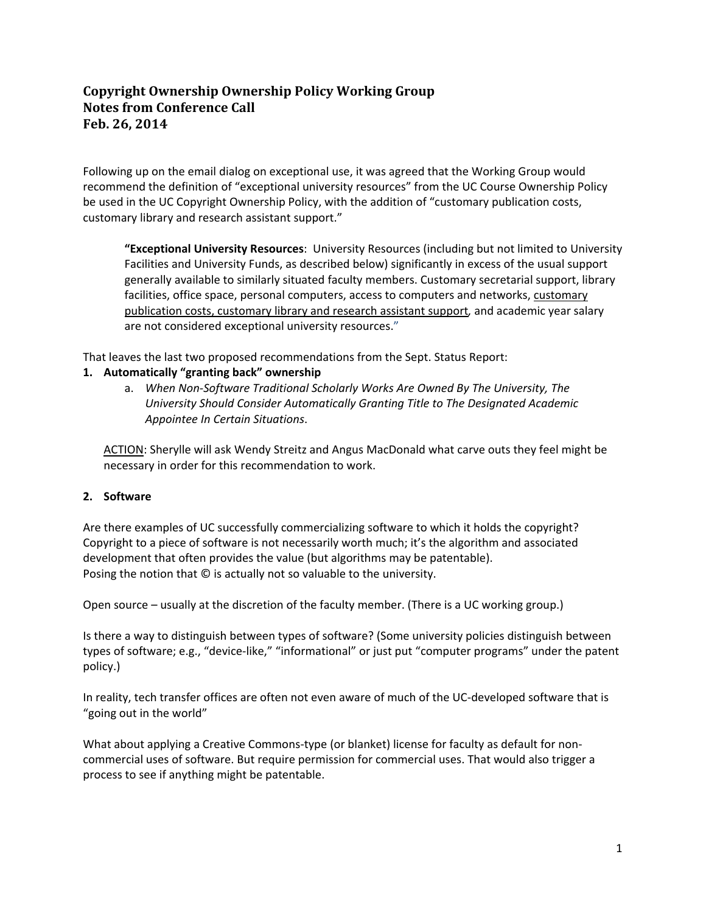**Copyright Ownership Ownership Policy Working Group**
**Notes from Conference Call**
**Feb. 26, 2014**

Following up on the email dialog on exceptional use, it was agreed that the Working Group would recommend the definition of "exceptional university resources" from the UC Course Ownership Policy be used in the UC Copyright Ownership Policy, with the addition of "customary publication costs, customary library and research assistant support."

> **"Exceptional University Resources**: University Resources (including but not limited to University Facilities and University Funds, as described below) significantly in excess of the usual support generally available to similarly situated faculty members. Customary secretarial support, library facilities, office space, personal computers, access to computers and networks, <u>customary publication costs, customary library and research assistant support</u>, and academic year salary are not considered exceptional university resources."

That leaves the last two proposed recommendations from the Sept. Status Report:

1. **Automatically "granting back" ownership**
   a. *When Non-Software Traditional Scholarly Works Are Owned By The University, The University Should Consider Automatically Granting Title to The Designated Academic Appointee In Certain Situations*.

<u>ACTION</u>: Sherylle will ask Wendy Streitz and Angus MacDonald what carve outs they feel might be necessary in order for this recommendation to work.

2. **Software**

Are there examples of UC successfully commercializing software to which it holds the copyright? Copyright to a piece of software is not necessarily worth much; it's the algorithm and associated development that often provides the value (but algorithms may be patentable).
Posing the notion that © is actually not so valuable to the university.

Open source – usually at the discretion of the faculty member. (There is a UC working group.)

Is there a way to distinguish between types of software? (Some university policies distinguish between types of software; e.g., "device-like," "informational" or just put "computer programs" under the patent policy.)

In reality, tech transfer offices are often not even aware of much of the UC-developed software that is "going out in the world"

What about applying a Creative Commons-type (or blanket) license for faculty as default for non-commercial uses of software. But require permission for commercial uses. That would also trigger a process to see if anything might be patentable.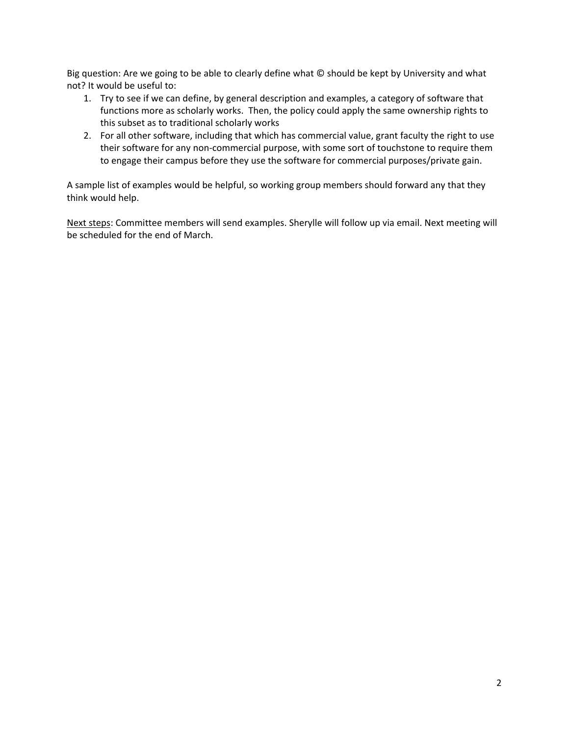Big question: Are we going to be able to clearly define what © should be kept by University and what not? It would be useful to:

1. Try to see if we can define, by general description and examples, a category of software that functions more as scholarly works. Then, the policy could apply the same ownership rights to this subset as to traditional scholarly works
2. For all other software, including that which has commercial value, grant faculty the right to use their software for any non-commercial purpose, with some sort of touchstone to require them to engage their campus before they use the software for commercial purposes/private gain.

A sample list of examples would be helpful, so working group members should forward any that they think would help.

<u>Next steps</u>: Committee members will send examples. Sherylle will follow up via email. Next meeting will be scheduled for the end of March.